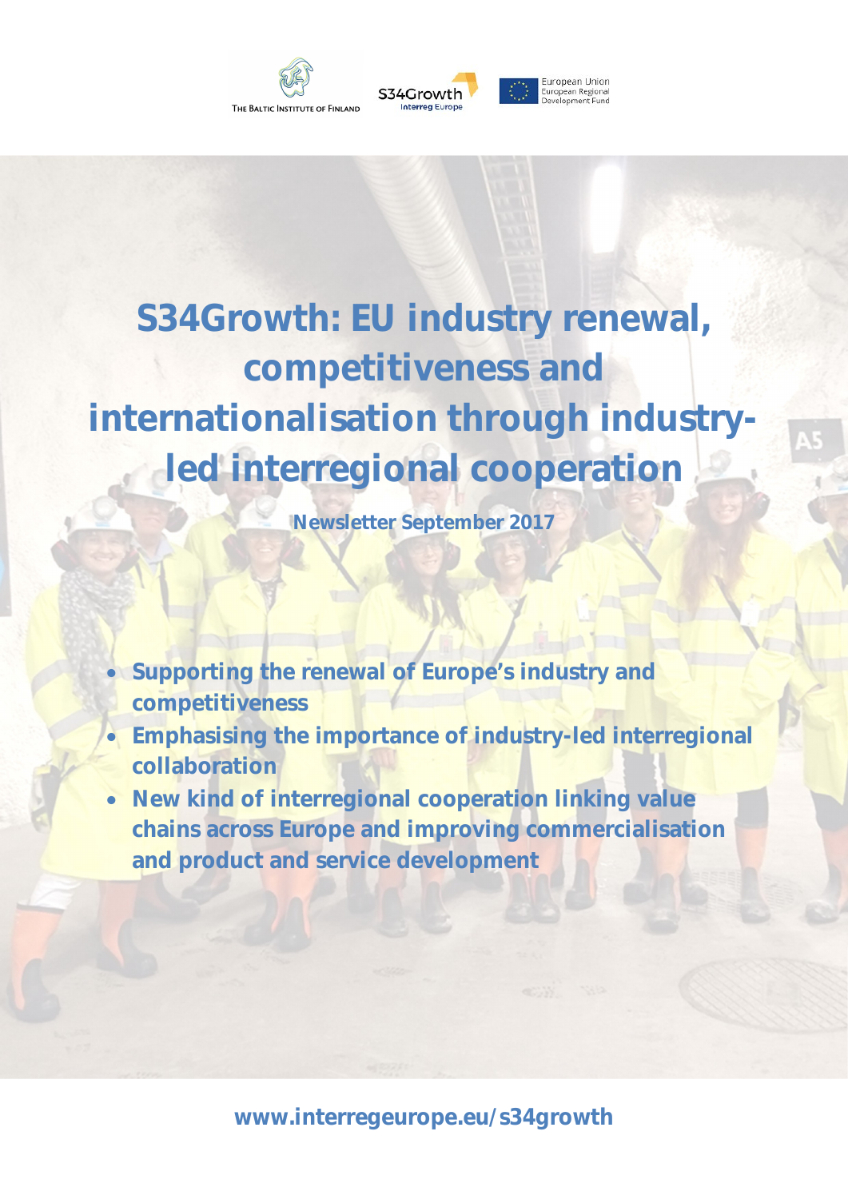THE BALTIC INSTITUTE OF FINLAND

S34Growth Interreg Europe

European Union European Regional Development Fund

# S34Growth: EU industry renewal, competitiveness and internationalisation through industry-led interregional cooperation

**Newsletter September 2017**

- **Supporting the renewal of Europe's industry and competitiveness**
- **Emphasising the importance of industry-led interregional collaboration**
- **New kind of interregional cooperation linking value chains across Europe and improving commercialisation and product and service development**

**www.interregeurope.eu/s34growth**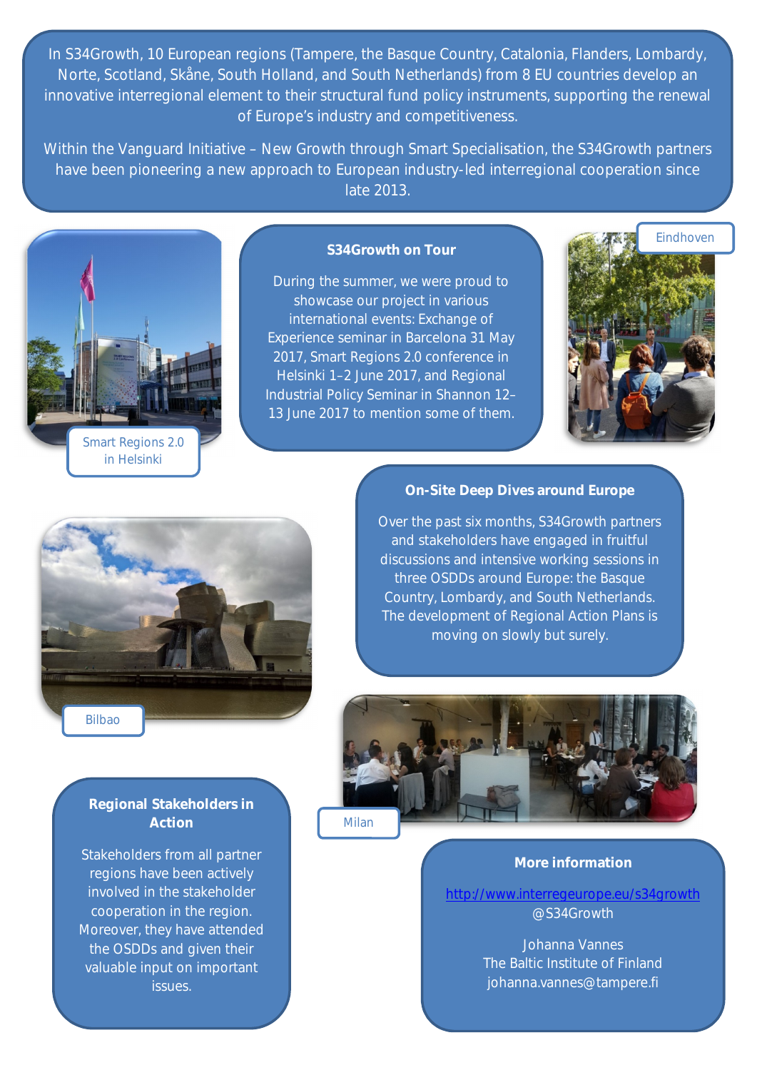In S34Growth, 10 European regions (Tampere, the Basque Country, Catalonia, Flanders, Lombardy, Norte, Scotland, Skåne, South Holland, and South Netherlands) from 8 EU countries develop an innovative interregional element to their structural fund policy instruments, supporting the renewal of Europe's industry and competitiveness.

Within the Vanguard Initiative – New Growth through Smart Specialisation, the S34Growth partners have been pioneering a new approach to European industry-led interregional cooperation since late 2013.

Smart Regions 2.0 in Helsinki

## S34Growth on Tour

During the summer, we were proud to showcase our project in various international events: Exchange of Experience seminar in Barcelona 31 May 2017, Smart Regions 2.0 conference in Helsinki 1–2 June 2017, and Regional Industrial Policy Seminar in Shannon 12–13 June 2017 to mention some of them.

Eindhoven

## On-Site Deep Dives around Europe

Over the past six months, S34Growth partners and stakeholders have engaged in fruitful discussions and intensive working sessions in three OSDDs around Europe: the Basque Country, Lombardy, and South Netherlands. The development of Regional Action Plans is moving on slowly but surely.

Bilbao

Milan

## Regional Stakeholders in Action

Stakeholders from all partner regions have been actively involved in the stakeholder cooperation in the region. Moreover, they have attended the OSDDs and given their valuable input on important issues.

## More information

http://www.interregeurope.eu/s34growth
@S34Growth

Johanna Vannes
The Baltic Institute of Finland
johanna.vannes@tampere.fi